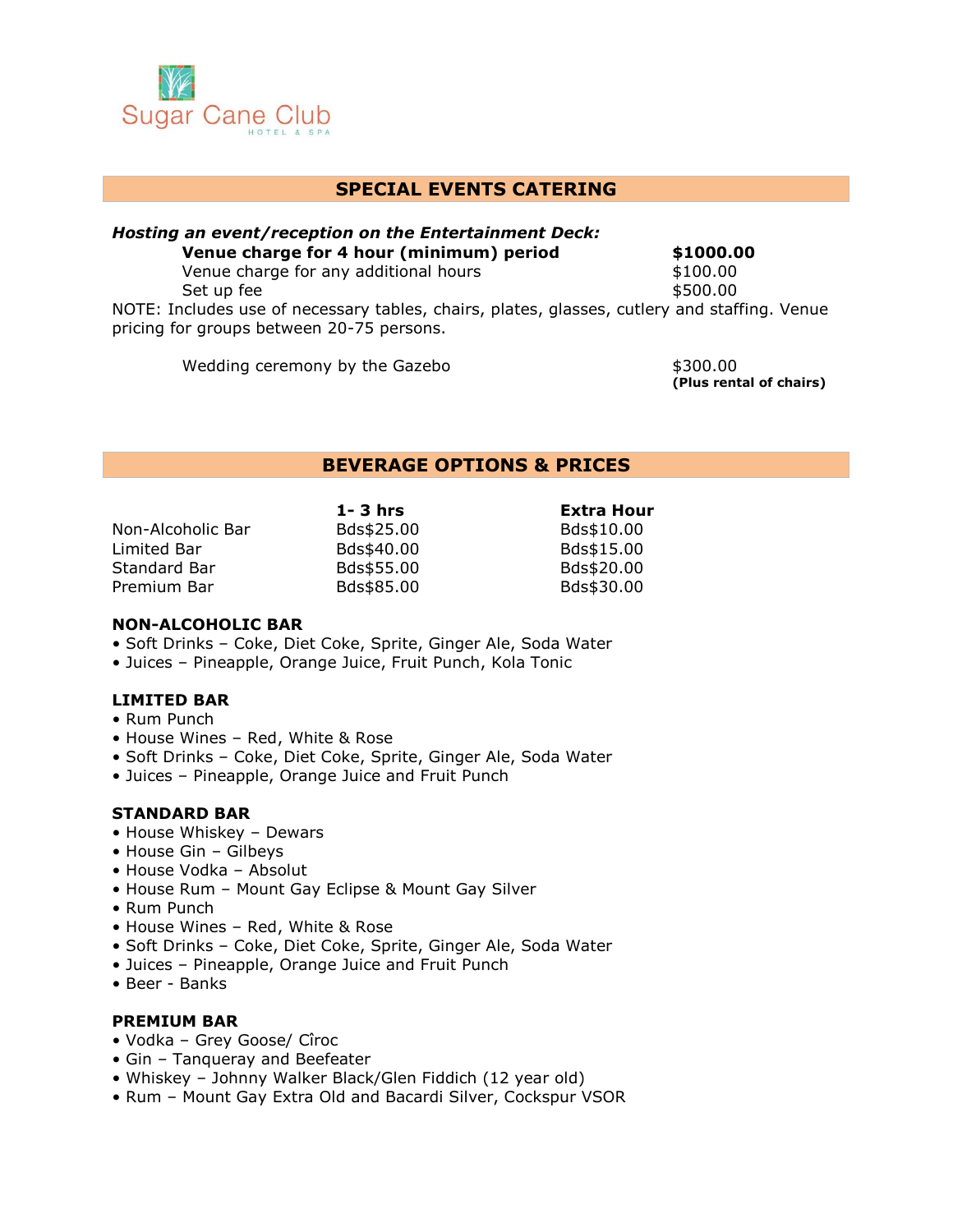Sugar Cane Club
HOTEL & SPA

## SPECIAL EVENTS CATERING

***Hosting an event/reception on the Entertainment Deck:***

| | |
|---|---|
| **Venue charge for 4 hour (minimum) period** | **$1000.00** |
| Venue charge for any additional hours | $100.00 |
| Set up fee | $500.00 |

NOTE: Includes use of necessary tables, chairs, plates, glasses, cutlery and staffing. Venue pricing for groups between 20-75 persons.

| | |
|---|---|
| Wedding ceremony by the Gazebo | $300.00 **(Plus rental of chairs)** |

## BEVERAGE OPTIONS & PRICES

| | **1- 3 hrs** | **Extra Hour** |
|---|---|---|
| Non-Alcoholic Bar | Bds$25.00 | Bds$10.00 |
| Limited Bar | Bds$40.00 | Bds$15.00 |
| Standard Bar | Bds$55.00 | Bds$20.00 |
| Premium Bar | Bds$85.00 | Bds$30.00 |

**NON-ALCOHOLIC BAR**
- Soft Drinks – Coke, Diet Coke, Sprite, Ginger Ale, Soda Water
- Juices – Pineapple, Orange Juice, Fruit Punch, Kola Tonic

**LIMITED BAR**
- Rum Punch
- House Wines – Red, White & Rose
- Soft Drinks – Coke, Diet Coke, Sprite, Ginger Ale, Soda Water
- Juices – Pineapple, Orange Juice and Fruit Punch

**STANDARD BAR**
- House Whiskey – Dewars
- House Gin – Gilbeys
- House Vodka – Absolut
- House Rum – Mount Gay Eclipse & Mount Gay Silver
- Rum Punch
- House Wines – Red, White & Rose
- Soft Drinks – Coke, Diet Coke, Sprite, Ginger Ale, Soda Water
- Juices – Pineapple, Orange Juice and Fruit Punch
- Beer - Banks

**PREMIUM BAR**
- Vodka – Grey Goose/ Cîroc
- Gin – Tanqueray and Beefeater
- Whiskey – Johnny Walker Black/Glen Fiddich (12 year old)
- Rum – Mount Gay Extra Old and Bacardi Silver, Cockspur VSOR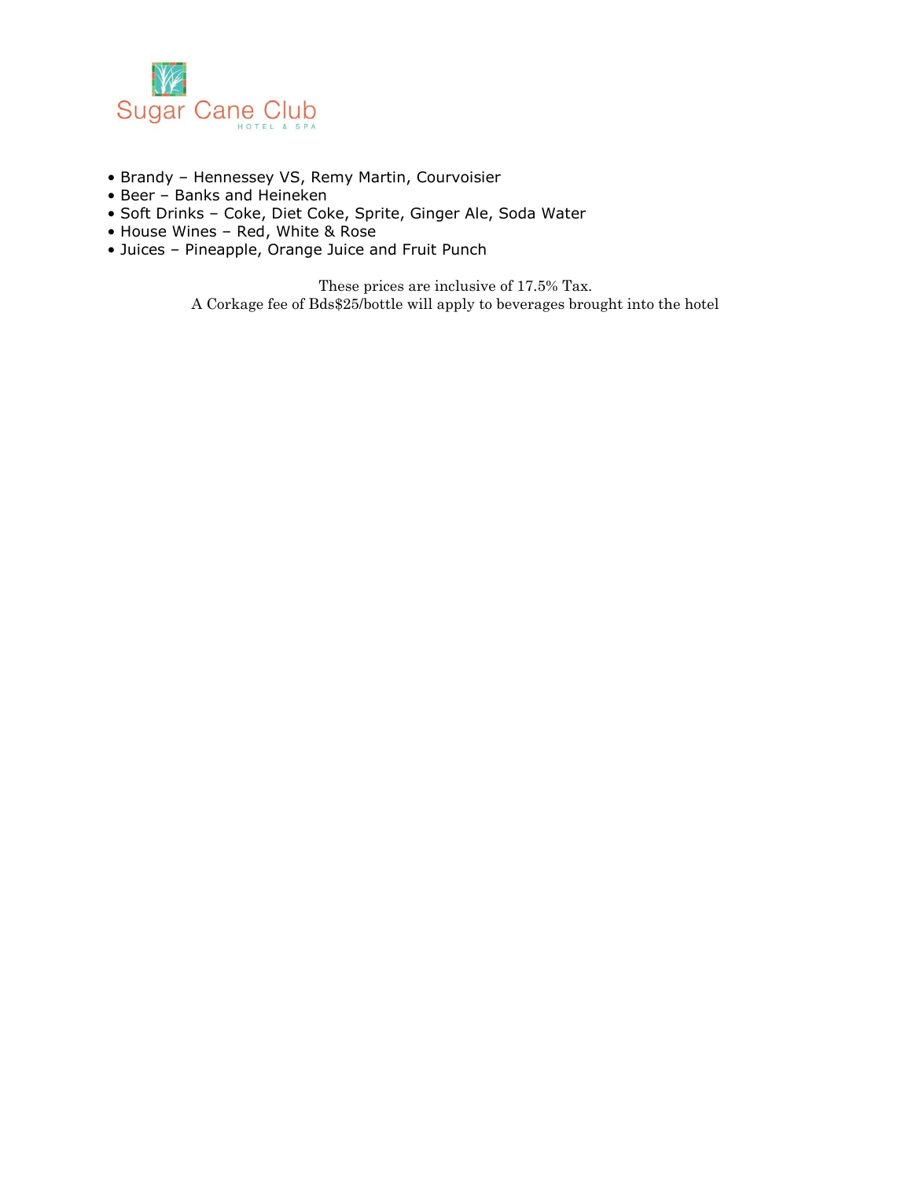Sugar Cane Club

HOTEL & SPA

- Brandy – Hennessey VS, Remy Martin, Courvoisier
- Beer – Banks and Heineken
- Soft Drinks – Coke, Diet Coke, Sprite, Ginger Ale, Soda Water
- House Wines – Red, White & Rose
- Juices – Pineapple, Orange Juice and Fruit Punch

These prices are inclusive of 17.5% Tax.
A Corkage fee of Bds$25/bottle will apply to beverages brought into the hotel